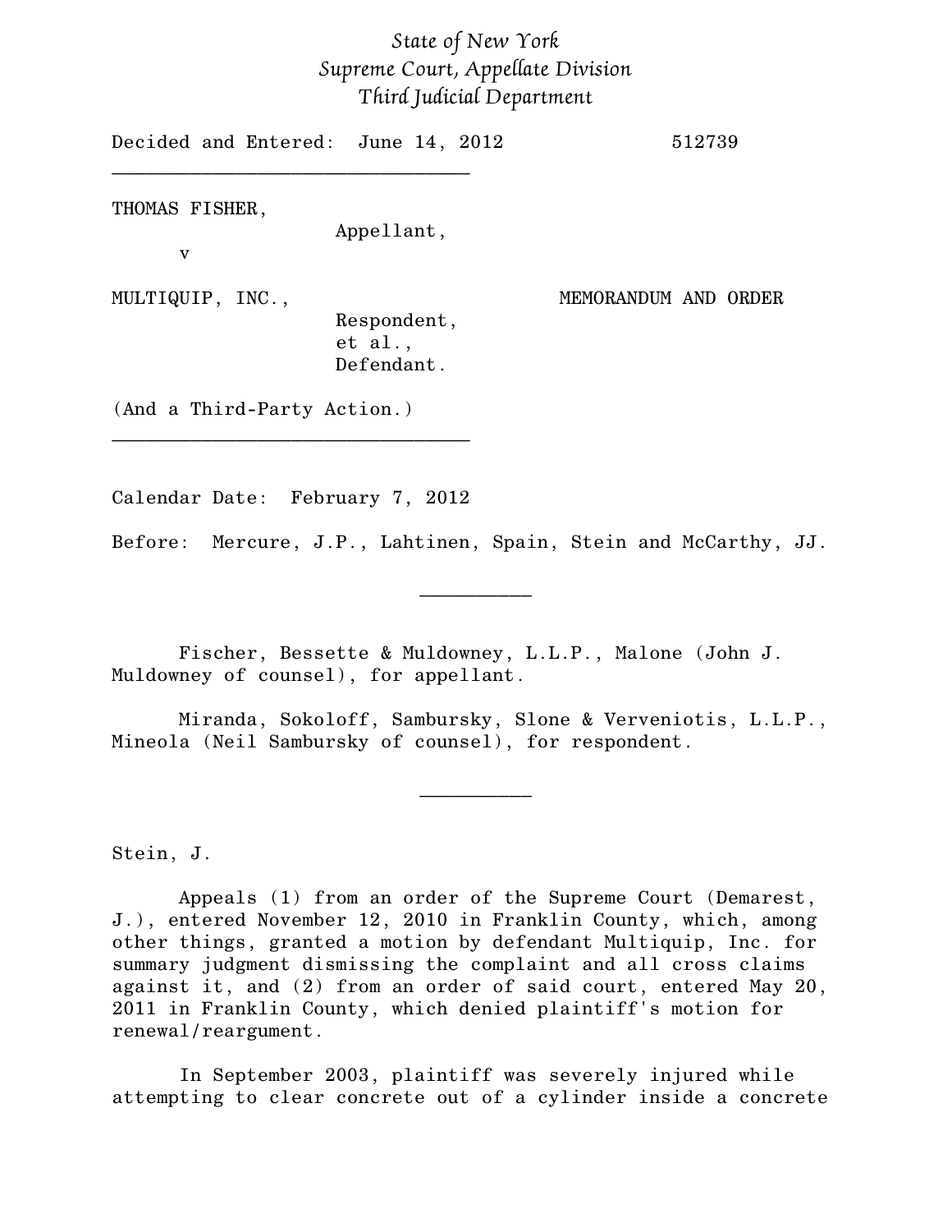*State of New York*
*Supreme Court, Appellate Division*
*Third Judicial Department*

Decided and Entered: June 14, 2012 512739

---

THOMAS FISHER,
Appellant,

v

MULTIQUIP, INC.,
Respondent,
et al.,
Defendant.

MEMORANDUM AND ORDER

(And a Third-Party Action.)

---

Calendar Date: February 7, 2012

Before: Mercure, J.P., Lahtinen, Spain, Stein and McCarthy, JJ.

---

Fischer, Bessette & Muldowney, L.L.P., Malone (John J. Muldowney of counsel), for appellant.

Miranda, Sokoloff, Sambursky, Slone & Verveniotis, L.L.P., Mineola (Neil Sambursky of counsel), for respondent.

---

Stein, J.

Appeals (1) from an order of the Supreme Court (Demarest, J.), entered November 12, 2010 in Franklin County, which, among other things, granted a motion by defendant Multiquip, Inc. for summary judgment dismissing the complaint and all cross claims against it, and (2) from an order of said court, entered May 20, 2011 in Franklin County, which denied plaintiff's motion for renewal/reargument.

In September 2003, plaintiff was severely injured while attempting to clear concrete out of a cylinder inside a concrete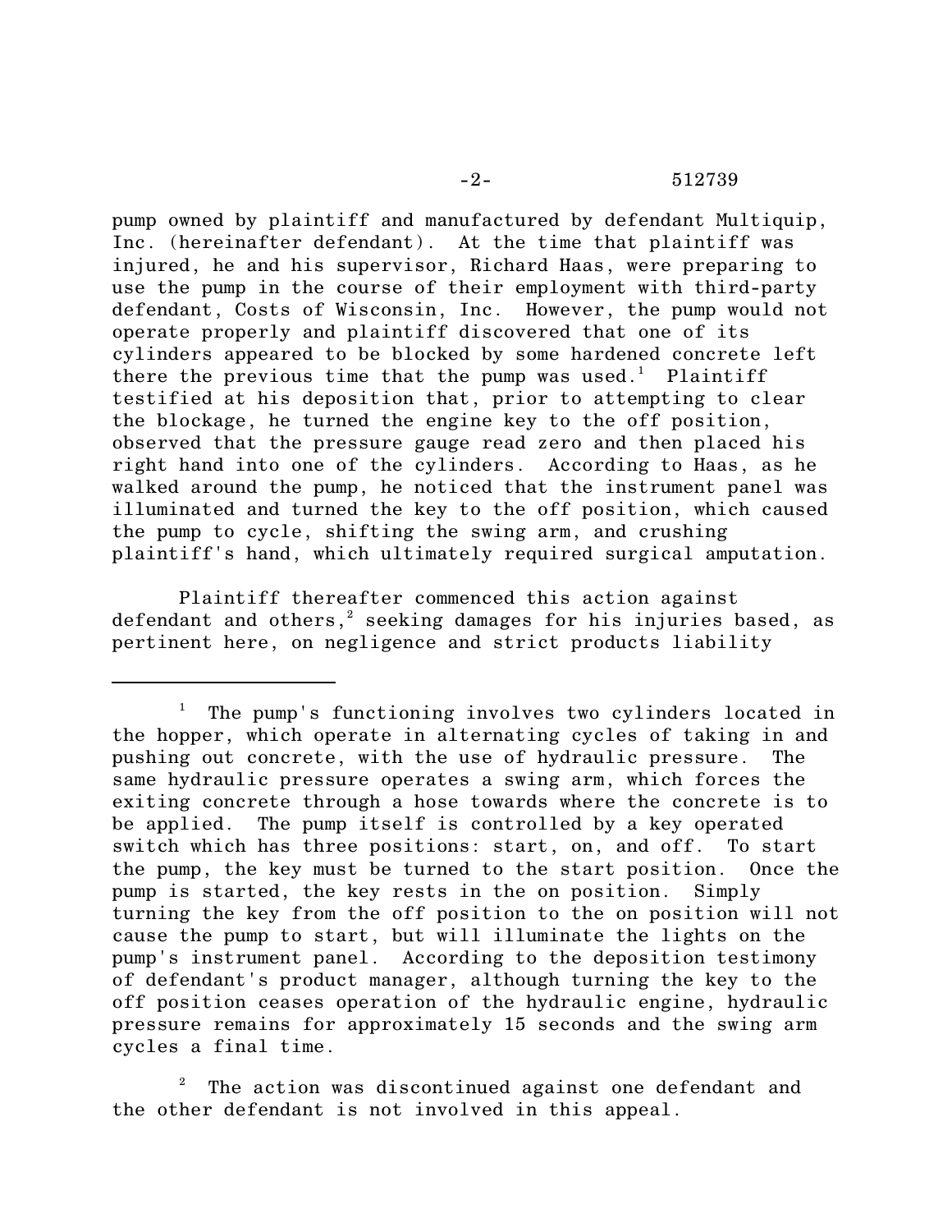pump owned by plaintiff and manufactured by defendant Multiquip, Inc. (hereinafter defendant). At the time that plaintiff was injured, he and his supervisor, Richard Haas, were preparing to use the pump in the course of their employment with third-party defendant, Costs of Wisconsin, Inc. However, the pump would not operate properly and plaintiff discovered that one of its cylinders appeared to be blocked by some hardened concrete left there the previous time that the pump was used.[1] Plaintiff testified at his deposition that, prior to attempting to clear the blockage, he turned the engine key to the off position, observed that the pressure gauge read zero and then placed his right hand into one of the cylinders. According to Haas, as he walked around the pump, he noticed that the instrument panel was illuminated and turned the key to the off position, which caused the pump to cycle, shifting the swing arm, and crushing plaintiff's hand, which ultimately required surgical amputation.

Plaintiff thereafter commenced this action against defendant and others,[2] seeking damages for his injuries based, as pertinent here, on negligence and strict products liability

---

[1] The pump's functioning involves two cylinders located in the hopper, which operate in alternating cycles of taking in and pushing out concrete, with the use of hydraulic pressure. The same hydraulic pressure operates a swing arm, which forces the exiting concrete through a hose towards where the concrete is to be applied. The pump itself is controlled by a key operated switch which has three positions: start, on, and off. To start the pump, the key must be turned to the start position. Once the pump is started, the key rests in the on position. Simply turning the key from the off position to the on position will not cause the pump to start, but will illuminate the lights on the pump's instrument panel. According to the deposition testimony of defendant's product manager, although turning the key to the off position ceases operation of the hydraulic engine, hydraulic pressure remains for approximately 15 seconds and the swing arm cycles a final time.

[2] The action was discontinued against one defendant and the other defendant is not involved in this appeal.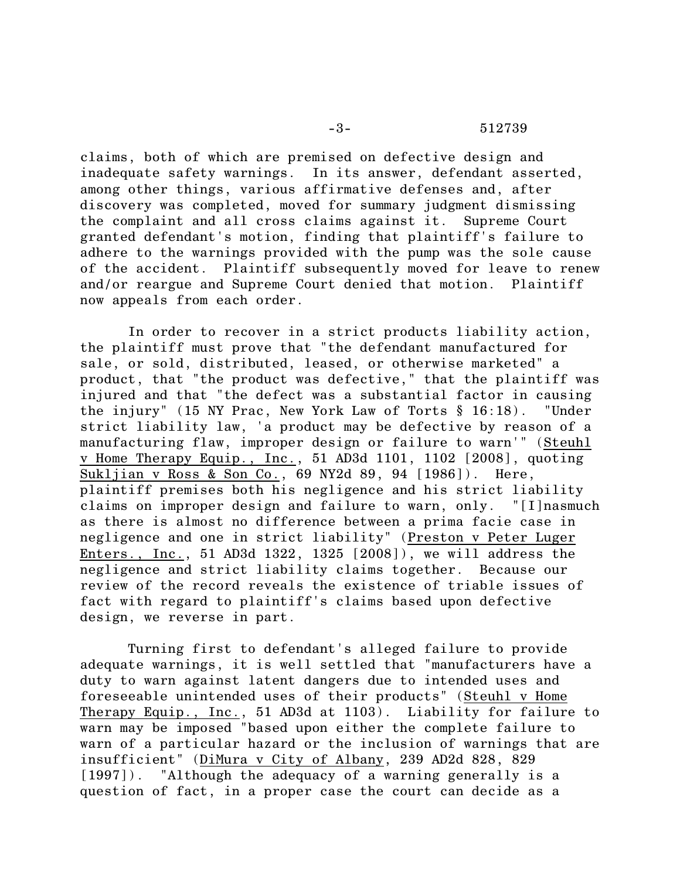claims, both of which are premised on defective design and inadequate safety warnings. In its answer, defendant asserted, among other things, various affirmative defenses and, after discovery was completed, moved for summary judgment dismissing the complaint and all cross claims against it. Supreme Court granted defendant's motion, finding that plaintiff's failure to adhere to the warnings provided with the pump was the sole cause of the accident. Plaintiff subsequently moved for leave to renew and/or reargue and Supreme Court denied that motion. Plaintiff now appeals from each order.

In order to recover in a strict products liability action, the plaintiff must prove that "the defendant manufactured for sale, or sold, distributed, leased, or otherwise marketed" a product, that "the product was defective," that the plaintiff was injured and that "the defect was a substantial factor in causing the injury" (15 NY Prac, New York Law of Torts § 16:18). "Under strict liability law, 'a product may be defective by reason of a manufacturing flaw, improper design or failure to warn'" (Steuhl v Home Therapy Equip., Inc., 51 AD3d 1101, 1102 [2008], quoting Sukljian v Ross & Son Co., 69 NY2d 89, 94 [1986]). Here, plaintiff premises both his negligence and his strict liability claims on improper design and failure to warn, only. "[I]nasmuch as there is almost no difference between a prima facie case in negligence and one in strict liability" (Preston v Peter Luger Enters., Inc., 51 AD3d 1322, 1325 [2008]), we will address the negligence and strict liability claims together. Because our review of the record reveals the existence of triable issues of fact with regard to plaintiff's claims based upon defective design, we reverse in part.

Turning first to defendant's alleged failure to provide adequate warnings, it is well settled that "manufacturers have a duty to warn against latent dangers due to intended uses and foreseeable unintended uses of their products" (Steuhl v Home Therapy Equip., Inc., 51 AD3d at 1103). Liability for failure to warn may be imposed "based upon either the complete failure to warn of a particular hazard or the inclusion of warnings that are insufficient" (DiMura v City of Albany, 239 AD2d 828, 829 [1997]). "Although the adequacy of a warning generally is a question of fact, in a proper case the court can decide as a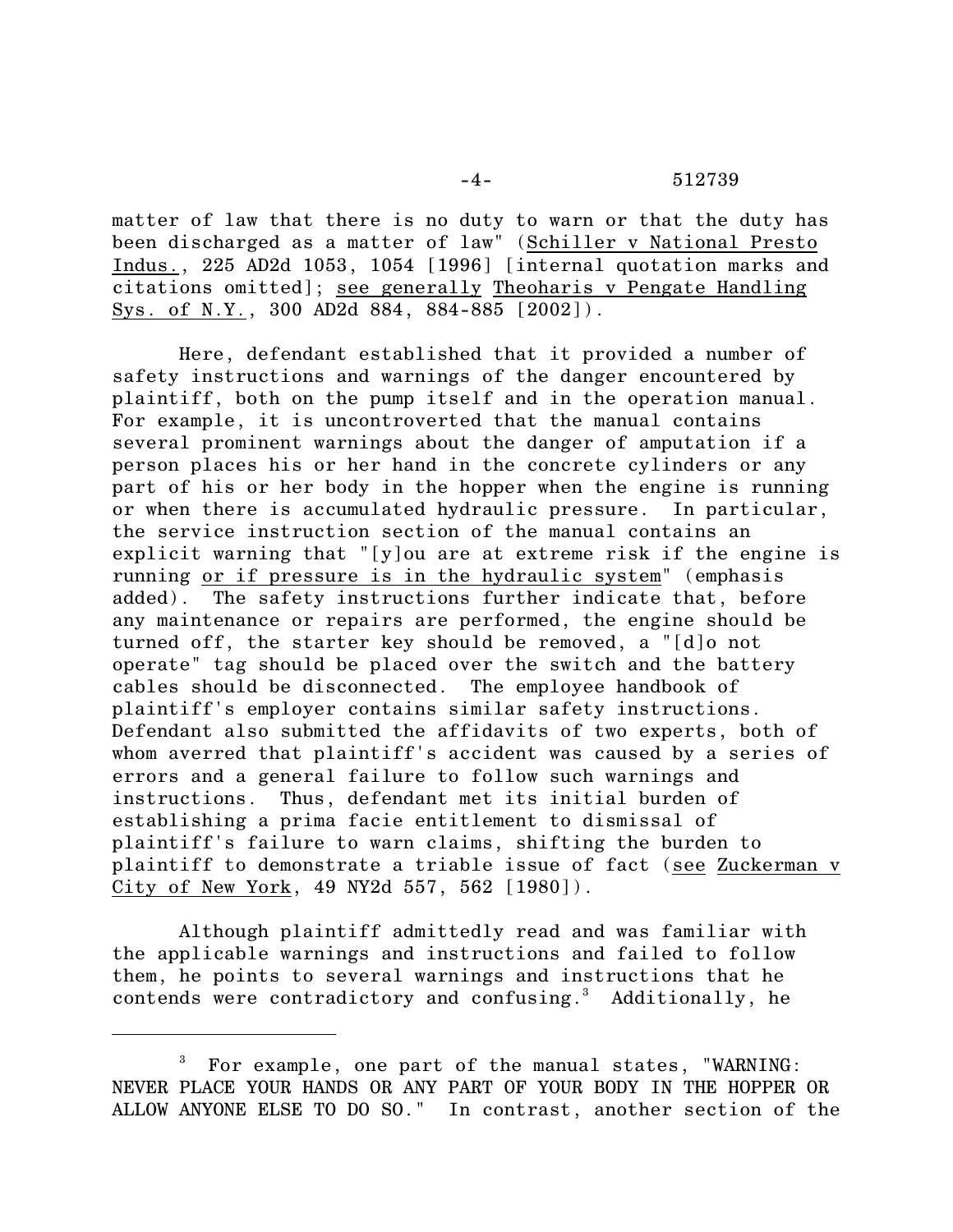matter of law that there is no duty to warn or that the duty has been discharged as a matter of law" (Schiller v National Presto Indus., 225 AD2d 1053, 1054 [1996] [internal quotation marks and citations omitted]; see generally Theoharis v Pengate Handling Sys. of N.Y., 300 AD2d 884, 884-885 [2002]).

Here, defendant established that it provided a number of safety instructions and warnings of the danger encountered by plaintiff, both on the pump itself and in the operation manual. For example, it is uncontroverted that the manual contains several prominent warnings about the danger of amputation if a person places his or her hand in the concrete cylinders or any part of his or her body in the hopper when the engine is running or when there is accumulated hydraulic pressure. In particular, the service instruction section of the manual contains an explicit warning that "[y]ou are at extreme risk if the engine is running or if pressure is in the hydraulic system" (emphasis added). The safety instructions further indicate that, before any maintenance or repairs are performed, the engine should be turned off, the starter key should be removed, a "[d]o not operate" tag should be placed over the switch and the battery cables should be disconnected. The employee handbook of plaintiff's employer contains similar safety instructions. Defendant also submitted the affidavits of two experts, both of whom averred that plaintiff's accident was caused by a series of errors and a general failure to follow such warnings and instructions. Thus, defendant met its initial burden of establishing a prima facie entitlement to dismissal of plaintiff's failure to warn claims, shifting the burden to plaintiff to demonstrate a triable issue of fact (see Zuckerman v City of New York, 49 NY2d 557, 562 [1980]).

Although plaintiff admittedly read and was familiar with the applicable warnings and instructions and failed to follow them, he points to several warnings and instructions that he contends were contradictory and confusing.[3] Additionally, he

---

[3] For example, one part of the manual states, "WARNING: NEVER PLACE YOUR HANDS OR ANY PART OF YOUR BODY IN THE HOPPER OR ALLOW ANYONE ELSE TO DO SO." In contrast, another section of the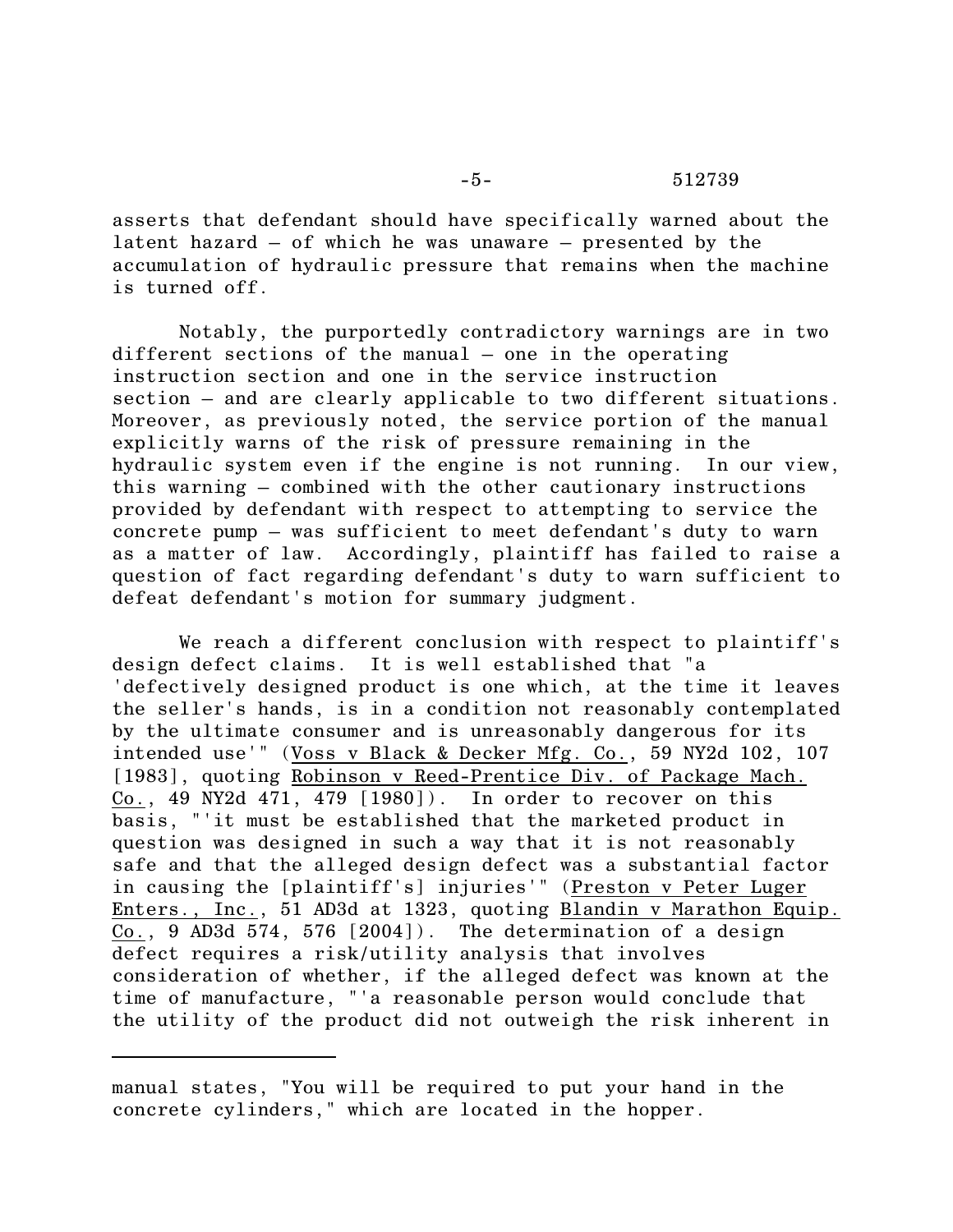asserts that defendant should have specifically warned about the latent hazard – of which he was unaware – presented by the accumulation of hydraulic pressure that remains when the machine is turned off.

Notably, the purportedly contradictory warnings are in two different sections of the manual – one in the operating instruction section and one in the service instruction section – and are clearly applicable to two different situations. Moreover, as previously noted, the service portion of the manual explicitly warns of the risk of pressure remaining in the hydraulic system even if the engine is not running. In our view, this warning – combined with the other cautionary instructions provided by defendant with respect to attempting to service the concrete pump – was sufficient to meet defendant's duty to warn as a matter of law. Accordingly, plaintiff has failed to raise a question of fact regarding defendant's duty to warn sufficient to defeat defendant's motion for summary judgment.

We reach a different conclusion with respect to plaintiff's design defect claims. It is well established that "a 'defectively designed product is one which, at the time it leaves the seller's hands, is in a condition not reasonably contemplated by the ultimate consumer and is unreasonably dangerous for its intended use'" (Voss v Black & Decker Mfg. Co., 59 NY2d 102, 107 [1983], quoting Robinson v Reed-Prentice Div. of Package Mach. Co., 49 NY2d 471, 479 [1980]). In order to recover on this basis, "'it must be established that the marketed product in question was designed in such a way that it is not reasonably safe and that the alleged design defect was a substantial factor in causing the [plaintiff's] injuries'" (Preston v Peter Luger Enters., Inc., 51 AD3d at 1323, quoting Blandin v Marathon Equip. Co., 9 AD3d 574, 576 [2004]). The determination of a design defect requires a risk/utility analysis that involves consideration of whether, if the alleged defect was known at the time of manufacture, "'a reasonable person would conclude that the utility of the product did not outweigh the risk inherent in

---

manual states, "You will be required to put your hand in the concrete cylinders," which are located in the hopper.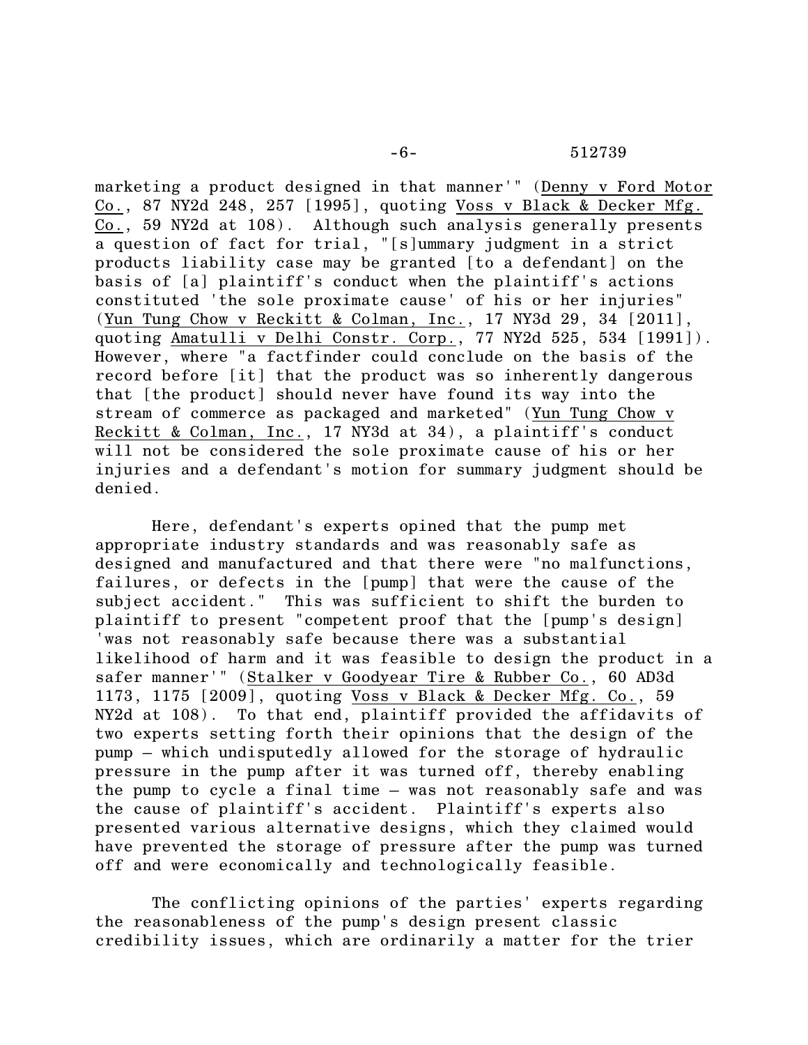marketing a product designed in that manner'" (Denny v Ford Motor Co., 87 NY2d 248, 257 [1995], quoting Voss v Black & Decker Mfg. Co., 59 NY2d at 108). Although such analysis generally presents a question of fact for trial, "[s]ummary judgment in a strict products liability case may be granted [to a defendant] on the basis of [a] plaintiff's conduct when the plaintiff's actions constituted 'the sole proximate cause' of his or her injuries" (Yun Tung Chow v Reckitt & Colman, Inc., 17 NY3d 29, 34 [2011], quoting Amatulli v Delhi Constr. Corp., 77 NY2d 525, 534 [1991]). However, where "a factfinder could conclude on the basis of the record before [it] that the product was so inherently dangerous that [the product] should never have found its way into the stream of commerce as packaged and marketed" (Yun Tung Chow v Reckitt & Colman, Inc., 17 NY3d at 34), a plaintiff's conduct will not be considered the sole proximate cause of his or her injuries and a defendant's motion for summary judgment should be denied.

Here, defendant's experts opined that the pump met appropriate industry standards and was reasonably safe as designed and manufactured and that there were "no malfunctions, failures, or defects in the [pump] that were the cause of the subject accident." This was sufficient to shift the burden to plaintiff to present "competent proof that the [pump's design] 'was not reasonably safe because there was a substantial likelihood of harm and it was feasible to design the product in a safer manner'" (Stalker v Goodyear Tire & Rubber Co., 60 AD3d 1173, 1175 [2009], quoting Voss v Black & Decker Mfg. Co., 59 NY2d at 108). To that end, plaintiff provided the affidavits of two experts setting forth their opinions that the design of the pump – which undisputedly allowed for the storage of hydraulic pressure in the pump after it was turned off, thereby enabling the pump to cycle a final time – was not reasonably safe and was the cause of plaintiff's accident. Plaintiff's experts also presented various alternative designs, which they claimed would have prevented the storage of pressure after the pump was turned off and were economically and technologically feasible.

The conflicting opinions of the parties' experts regarding the reasonableness of the pump's design present classic credibility issues, which are ordinarily a matter for the trier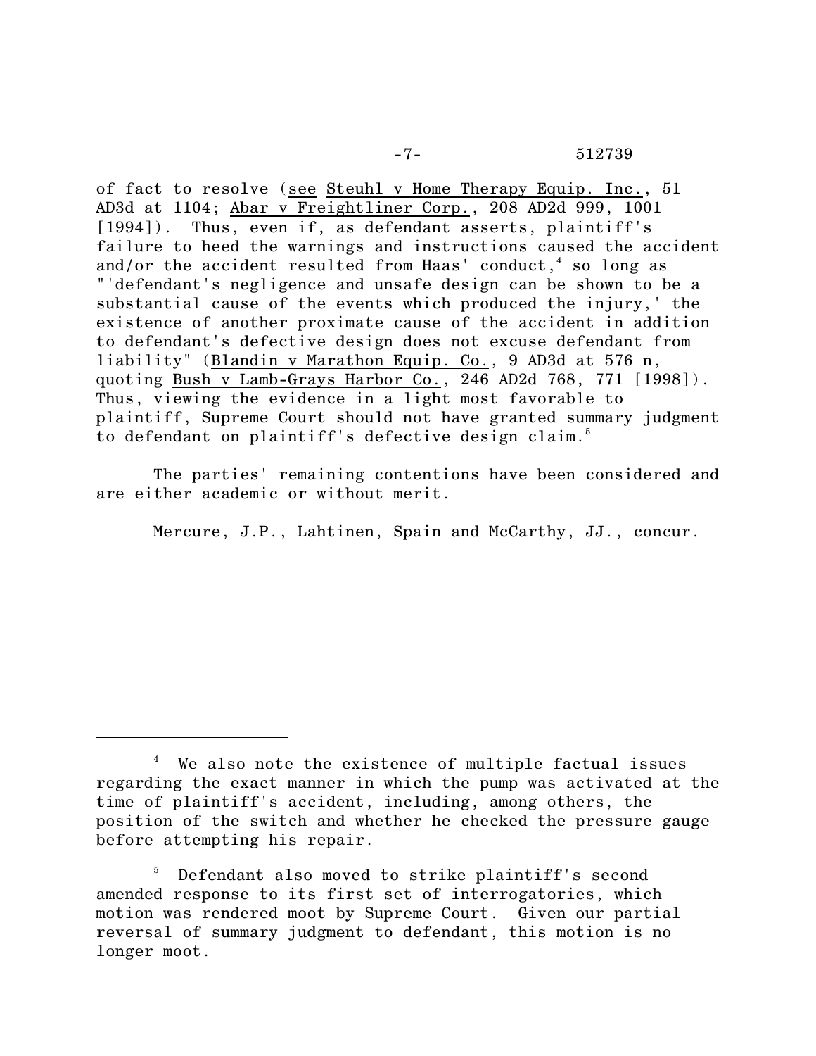of fact to resolve (see Steuhl v Home Therapy Equip. Inc., 51 AD3d at 1104; Abar v Freightliner Corp., 208 AD2d 999, 1001 [1994]). Thus, even if, as defendant asserts, plaintiff's failure to heed the warnings and instructions caused the accident and/or the accident resulted from Haas' conduct,[4] so long as "'defendant's negligence and unsafe design can be shown to be a substantial cause of the events which produced the injury,' the existence of another proximate cause of the accident in addition to defendant's defective design does not excuse defendant from liability" (Blandin v Marathon Equip. Co., 9 AD3d at 576 n, quoting Bush v Lamb-Grays Harbor Co., 246 AD2d 768, 771 [1998]). Thus, viewing the evidence in a light most favorable to plaintiff, Supreme Court should not have granted summary judgment to defendant on plaintiff's defective design claim.[5]

The parties' remaining contentions have been considered and are either academic or without merit.

Mercure, J.P., Lahtinen, Spain and McCarthy, JJ., concur.

---

[4] We also note the existence of multiple factual issues regarding the exact manner in which the pump was activated at the time of plaintiff's accident, including, among others, the position of the switch and whether he checked the pressure gauge before attempting his repair.

[5] Defendant also moved to strike plaintiff's second amended response to its first set of interrogatories, which motion was rendered moot by Supreme Court. Given our partial reversal of summary judgment to defendant, this motion is no longer moot.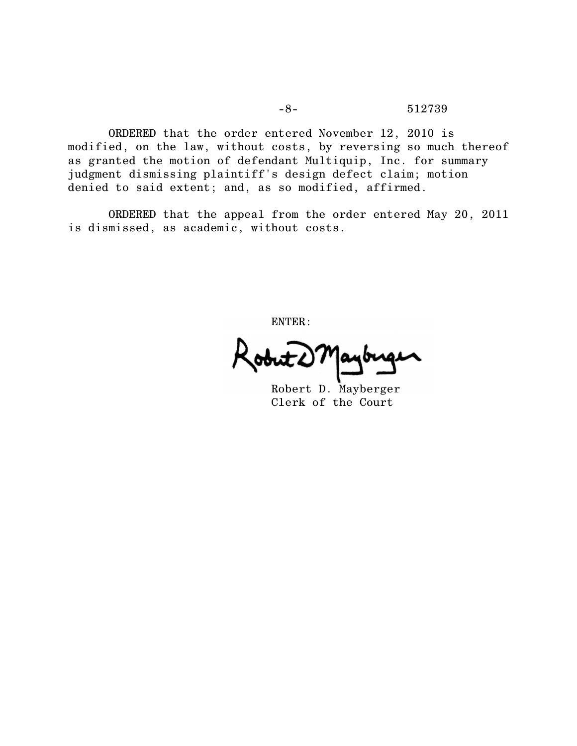ORDERED that the order entered November 12, 2010 is modified, on the law, without costs, by reversing so much thereof as granted the motion of defendant Multiquip, Inc. for summary judgment dismissing plaintiff's design defect claim; motion denied to said extent; and, as so modified, affirmed.

ORDERED that the appeal from the order entered May 20, 2011 is dismissed, as academic, without costs.

ENTER:

Robert D. Mayberger
Clerk of the Court